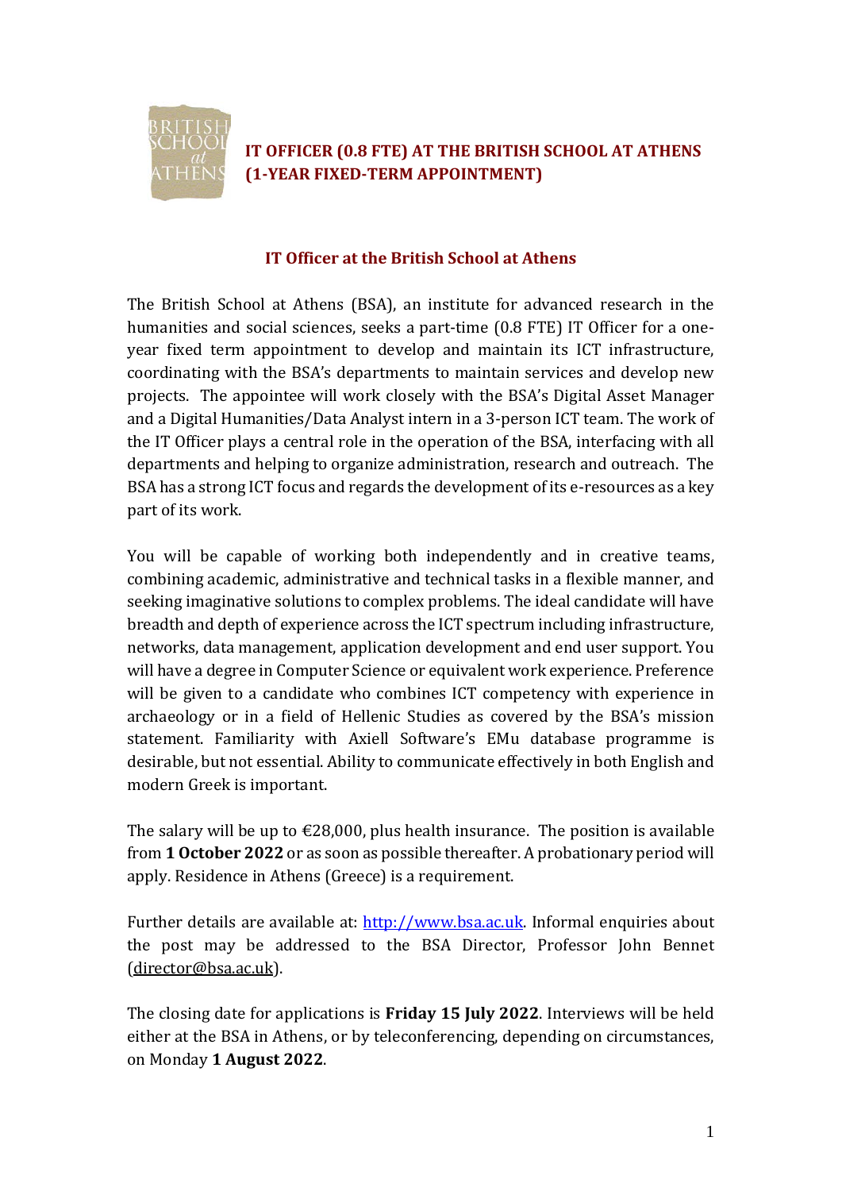# IT OFFICER (0.8 FTE) AT THE BRITISH SCHOOL AT ATHENS (1-YEAR FIXED-TERM APPOINTMENT)

## IT Officer at the British School at Athens

The British School at Athens (BSA), an institute for advanced research in the humanities and social sciences, seeks a part-time (0.8 FTE) IT Officer for a one-year fixed term appointment to develop and maintain its ICT infrastructure, coordinating with the BSA's departments to maintain services and develop new projects. The appointee will work closely with the BSA's Digital Asset Manager and a Digital Humanities/Data Analyst intern in a 3-person ICT team. The work of the IT Officer plays a central role in the operation of the BSA, interfacing with all departments and helping to organize administration, research and outreach. The BSA has a strong ICT focus and regards the development of its e-resources as a key part of its work.

You will be capable of working both independently and in creative teams, combining academic, administrative and technical tasks in a flexible manner, and seeking imaginative solutions to complex problems. The ideal candidate will have breadth and depth of experience across the ICT spectrum including infrastructure, networks, data management, application development and end user support. You will have a degree in Computer Science or equivalent work experience. Preference will be given to a candidate who combines ICT competency with experience in archaeology or in a field of Hellenic Studies as covered by the BSA's mission statement. Familiarity with Axiell Software's EMu database programme is desirable, but not essential. Ability to communicate effectively in both English and modern Greek is important.

The salary will be up to €28,000, plus health insurance. The position is available from **1 October 2022** or as soon as possible thereafter. A probationary period will apply. Residence in Athens (Greece) is a requirement.

Further details are available at: [http://www.bsa.ac.uk](http://www.bsa.ac.uk). Informal enquiries about the post may be addressed to the BSA Director, Professor John Bennet (director@bsa.ac.uk).

The closing date for applications is **Friday 15 July 2022**. Interviews will be held either at the BSA in Athens, or by teleconferencing, depending on circumstances, on Monday **1 August 2022**.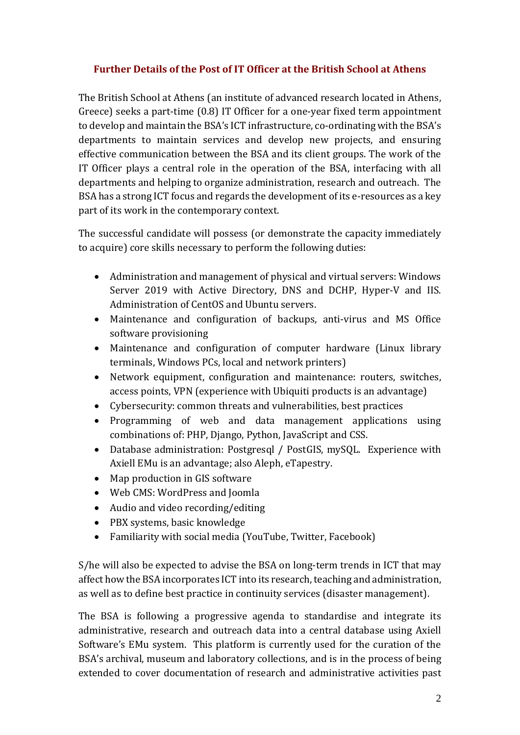## Further Details of the Post of IT Officer at the British School at Athens

The British School at Athens (an institute of advanced research located in Athens, Greece) seeks a part-time (0.8) IT Officer for a one-year fixed term appointment to develop and maintain the BSA's ICT infrastructure, co-ordinating with the BSA's departments to maintain services and develop new projects, and ensuring effective communication between the BSA and its client groups. The work of the IT Officer plays a central role in the operation of the BSA, interfacing with all departments and helping to organize administration, research and outreach. The BSA has a strong ICT focus and regards the development of its e-resources as a key part of its work in the contemporary context.

The successful candidate will possess (or demonstrate the capacity immediately to acquire) core skills necessary to perform the following duties:

- Administration and management of physical and virtual servers: Windows Server 2019 with Active Directory, DNS and DCHP, Hyper-V and IIS. Administration of CentOS and Ubuntu servers.
- Maintenance and configuration of backups, anti-virus and MS Office software provisioning
- Maintenance and configuration of computer hardware (Linux library terminals, Windows PCs, local and network printers)
- Network equipment, configuration and maintenance: routers, switches, access points, VPN (experience with Ubiquiti products is an advantage)
- Cybersecurity: common threats and vulnerabilities, best practices
- Programming of web and data management applications using combinations of: PHP, Django, Python, JavaScript and CSS.
- Database administration: Postgresql / PostGIS, mySQL. Experience with Axiell EMu is an advantage; also Aleph, eTapestry.
- Map production in GIS software
- Web CMS: WordPress and Joomla
- Audio and video recording/editing
- PBX systems, basic knowledge
- Familiarity with social media (YouTube, Twitter, Facebook)

S/he will also be expected to advise the BSA on long-term trends in ICT that may affect how the BSA incorporates ICT into its research, teaching and administration, as well as to define best practice in continuity services (disaster management).

The BSA is following a progressive agenda to standardise and integrate its administrative, research and outreach data into a central database using Axiell Software's EMu system. This platform is currently used for the curation of the BSA's archival, museum and laboratory collections, and is in the process of being extended to cover documentation of research and administrative activities past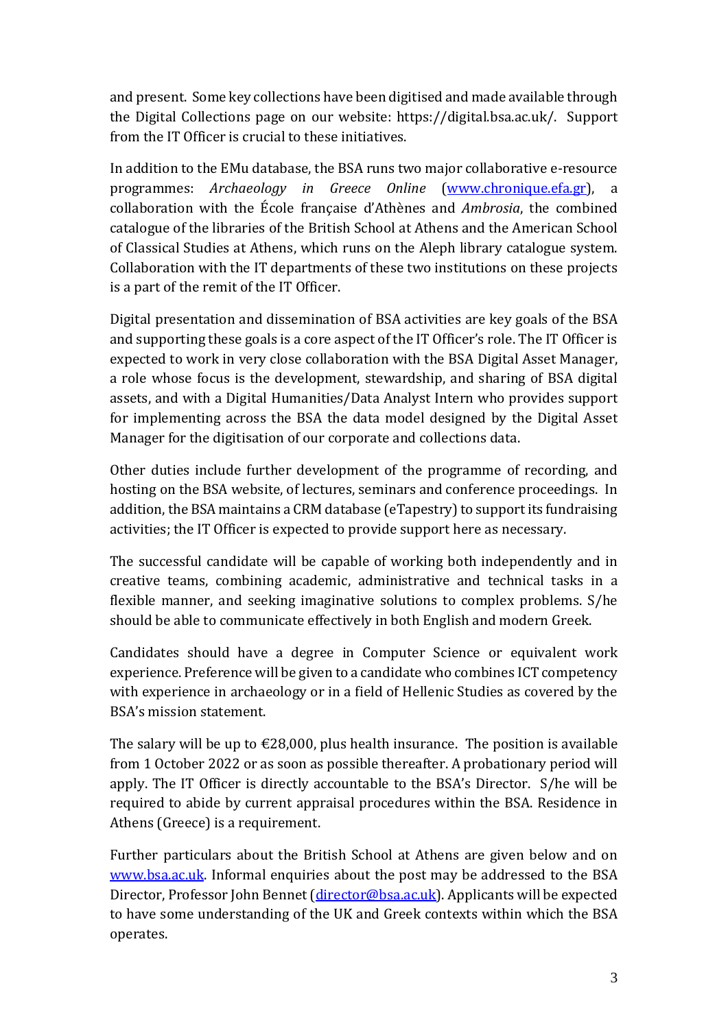and present. Some key collections have been digitised and made available through the Digital Collections page on our website: https://digital.bsa.ac.uk/. Support from the IT Officer is crucial to these initiatives.

In addition to the EMu database, the BSA runs two major collaborative e-resource programmes: *Archaeology in Greece Online* (www.chronique.efa.gr), a collaboration with the École française d'Athènes and *Ambrosia*, the combined catalogue of the libraries of the British School at Athens and the American School of Classical Studies at Athens, which runs on the Aleph library catalogue system. Collaboration with the IT departments of these two institutions on these projects is a part of the remit of the IT Officer.

Digital presentation and dissemination of BSA activities are key goals of the BSA and supporting these goals is a core aspect of the IT Officer's role. The IT Officer is expected to work in very close collaboration with the BSA Digital Asset Manager, a role whose focus is the development, stewardship, and sharing of BSA digital assets, and with a Digital Humanities/Data Analyst Intern who provides support for implementing across the BSA the data model designed by the Digital Asset Manager for the digitisation of our corporate and collections data.

Other duties include further development of the programme of recording, and hosting on the BSA website, of lectures, seminars and conference proceedings. In addition, the BSA maintains a CRM database (eTapestry) to support its fundraising activities; the IT Officer is expected to provide support here as necessary.

The successful candidate will be capable of working both independently and in creative teams, combining academic, administrative and technical tasks in a flexible manner, and seeking imaginative solutions to complex problems. S/he should be able to communicate effectively in both English and modern Greek.

Candidates should have a degree in Computer Science or equivalent work experience. Preference will be given to a candidate who combines ICT competency with experience in archaeology or in a field of Hellenic Studies as covered by the BSA's mission statement.

The salary will be up to €28,000, plus health insurance. The position is available from 1 October 2022 or as soon as possible thereafter. A probationary period will apply. The IT Officer is directly accountable to the BSA's Director. S/he will be required to abide by current appraisal procedures within the BSA. Residence in Athens (Greece) is a requirement.

Further particulars about the British School at Athens are given below and on www.bsa.ac.uk. Informal enquiries about the post may be addressed to the BSA Director, Professor John Bennet (director@bsa.ac.uk). Applicants will be expected to have some understanding of the UK and Greek contexts within which the BSA operates.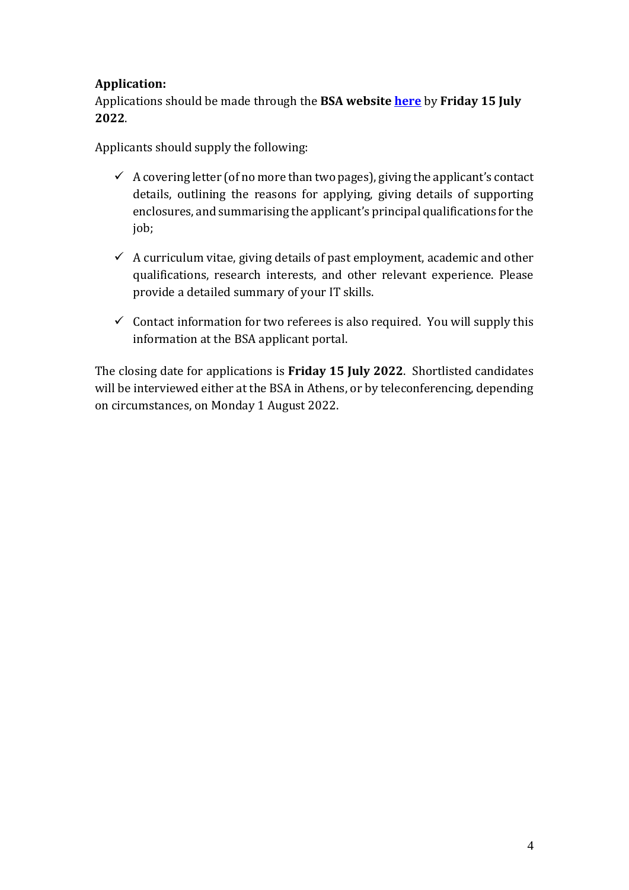**Application:**

Applications should be made through the **BSA website here** by **Friday 15 July 2022**.

Applicants should supply the following:

- ✓ A covering letter (of no more than two pages), giving the applicant's contact details, outlining the reasons for applying, giving details of supporting enclosures, and summarising the applicant's principal qualifications for the job;
- ✓ A curriculum vitae, giving details of past employment, academic and other qualifications, research interests, and other relevant experience. Please provide a detailed summary of your IT skills.
- ✓ Contact information for two referees is also required. You will supply this information at the BSA applicant portal.

The closing date for applications is **Friday 15 July 2022**. Shortlisted candidates will be interviewed either at the BSA in Athens, or by teleconferencing, depending on circumstances, on Monday 1 August 2022.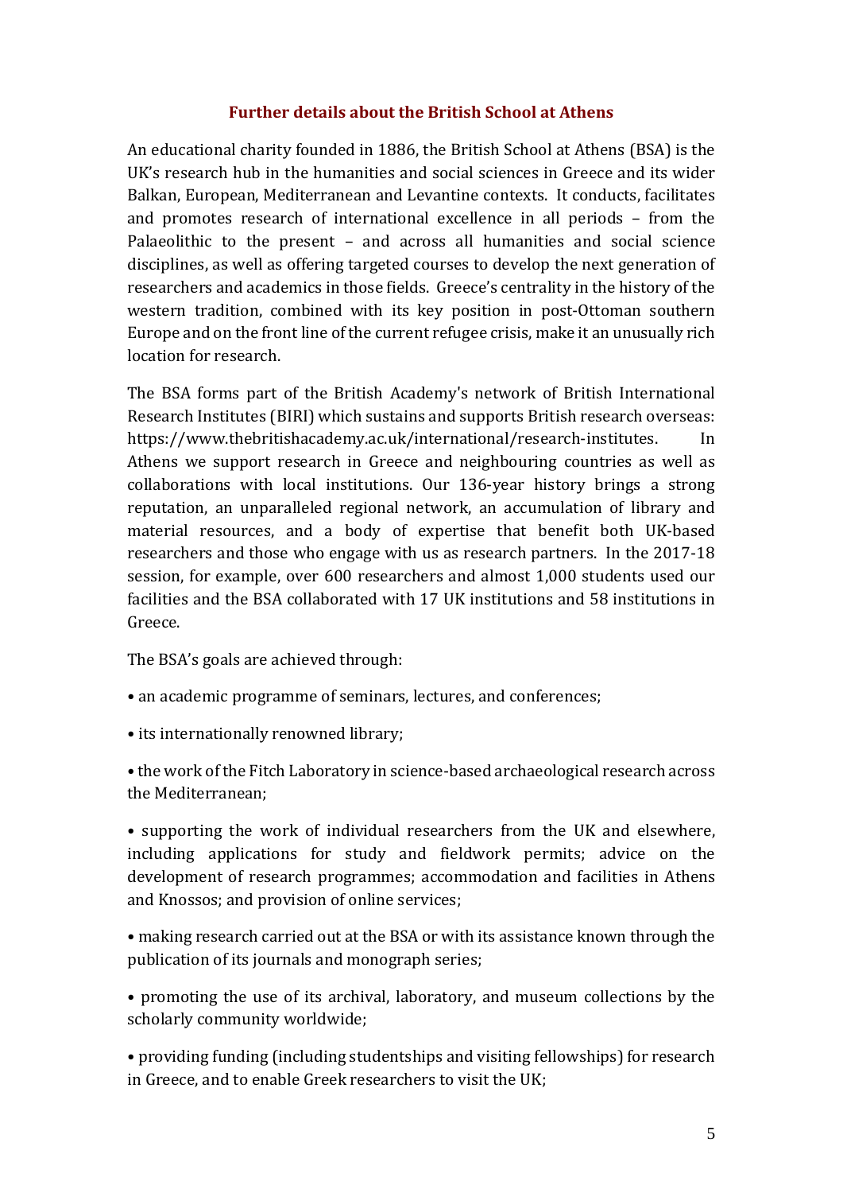## Further details about the British School at Athens

An educational charity founded in 1886, the British School at Athens (BSA) is the UK's research hub in the humanities and social sciences in Greece and its wider Balkan, European, Mediterranean and Levantine contexts. It conducts, facilitates and promotes research of international excellence in all periods – from the Palaeolithic to the present – and across all humanities and social science disciplines, as well as offering targeted courses to develop the next generation of researchers and academics in those fields. Greece's centrality in the history of the western tradition, combined with its key position in post-Ottoman southern Europe and on the front line of the current refugee crisis, make it an unusually rich location for research.

The BSA forms part of the British Academy's network of British International Research Institutes (BIRI) which sustains and supports British research overseas: https://www.thebritishacademy.ac.uk/international/research-institutes. In Athens we support research in Greece and neighbouring countries as well as collaborations with local institutions. Our 136-year history brings a strong reputation, an unparalleled regional network, an accumulation of library and material resources, and a body of expertise that benefit both UK-based researchers and those who engage with us as research partners. In the 2017-18 session, for example, over 600 researchers and almost 1,000 students used our facilities and the BSA collaborated with 17 UK institutions and 58 institutions in Greece.

The BSA's goals are achieved through:

- an academic programme of seminars, lectures, and conferences;
- its internationally renowned library;
- the work of the Fitch Laboratory in science-based archaeological research across the Mediterranean;
- supporting the work of individual researchers from the UK and elsewhere, including applications for study and fieldwork permits; advice on the development of research programmes; accommodation and facilities in Athens and Knossos; and provision of online services;
- making research carried out at the BSA or with its assistance known through the publication of its journals and monograph series;
- promoting the use of its archival, laboratory, and museum collections by the scholarly community worldwide;
- providing funding (including studentships and visiting fellowships) for research in Greece, and to enable Greek researchers to visit the UK;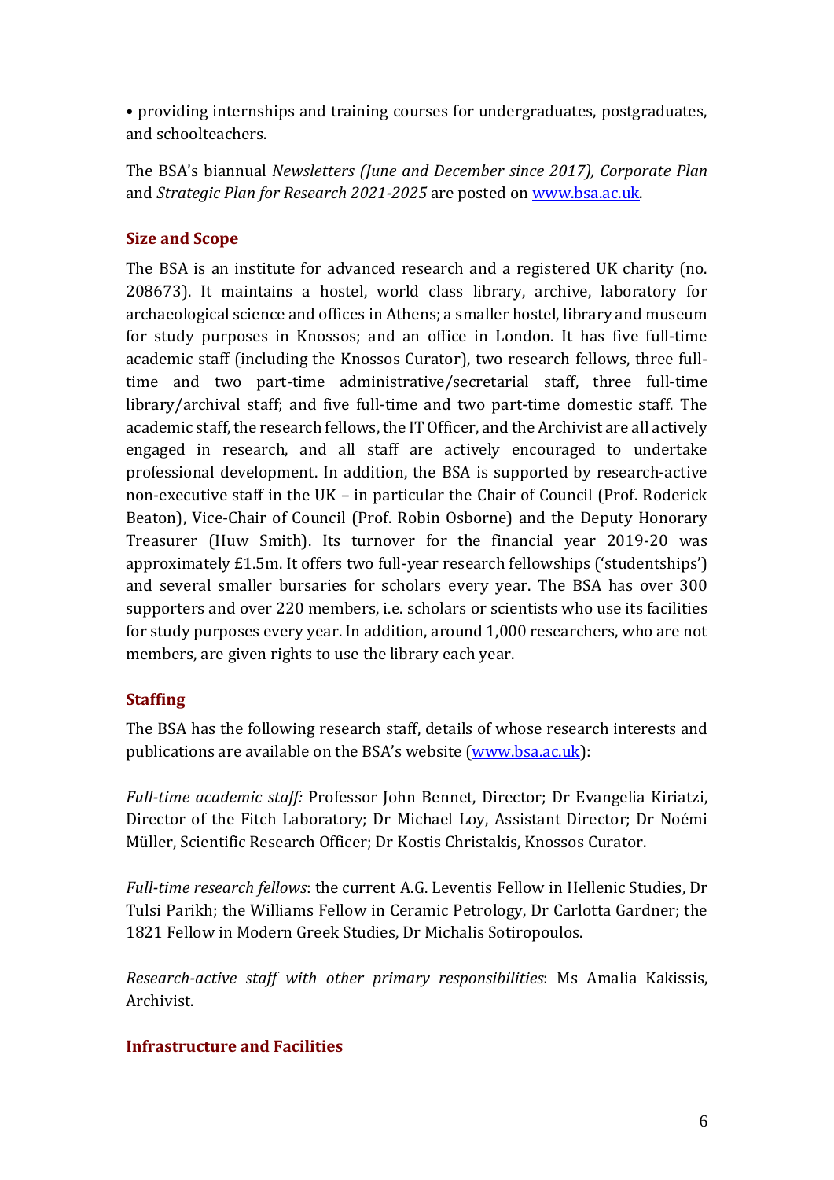• providing internships and training courses for undergraduates, postgraduates, and schoolteachers.

The BSA's biannual *Newsletters (June and December since 2017), Corporate Plan* and *Strategic Plan for Research 2021-2025* are posted on [www.bsa.ac.uk](http://www.bsa.ac.uk).

## Size and Scope

The BSA is an institute for advanced research and a registered UK charity (no. 208673). It maintains a hostel, world class library, archive, laboratory for archaeological science and offices in Athens; a smaller hostel, library and museum for study purposes in Knossos; and an office in London. It has five full-time academic staff (including the Knossos Curator), two research fellows, three full-time and two part-time administrative/secretarial staff, three full-time library/archival staff; and five full-time and two part-time domestic staff. The academic staff, the research fellows, the IT Officer, and the Archivist are all actively engaged in research, and all staff are actively encouraged to undertake professional development. In addition, the BSA is supported by research-active non-executive staff in the UK – in particular the Chair of Council (Prof. Roderick Beaton), Vice-Chair of Council (Prof. Robin Osborne) and the Deputy Honorary Treasurer (Huw Smith). Its turnover for the financial year 2019-20 was approximately £1.5m. It offers two full-year research fellowships ('studentships') and several smaller bursaries for scholars every year. The BSA has over 300 supporters and over 220 members, i.e. scholars or scientists who use its facilities for study purposes every year. In addition, around 1,000 researchers, who are not members, are given rights to use the library each year.

## Staffing

The BSA has the following research staff, details of whose research interests and publications are available on the BSA's website ([www.bsa.ac.uk](http://www.bsa.ac.uk)):

*Full-time academic staff:* Professor John Bennet, Director; Dr Evangelia Kiriatzi, Director of the Fitch Laboratory; Dr Michael Loy, Assistant Director; Dr Noémi Müller, Scientific Research Officer; Dr Kostis Christakis, Knossos Curator.

*Full-time research fellows*: the current A.G. Leventis Fellow in Hellenic Studies, Dr Tulsi Parikh; the Williams Fellow in Ceramic Petrology, Dr Carlotta Gardner; the 1821 Fellow in Modern Greek Studies, Dr Michalis Sotiropoulos.

*Research-active staff with other primary responsibilities*: Ms Amalia Kakissis, Archivist.

## Infrastructure and Facilities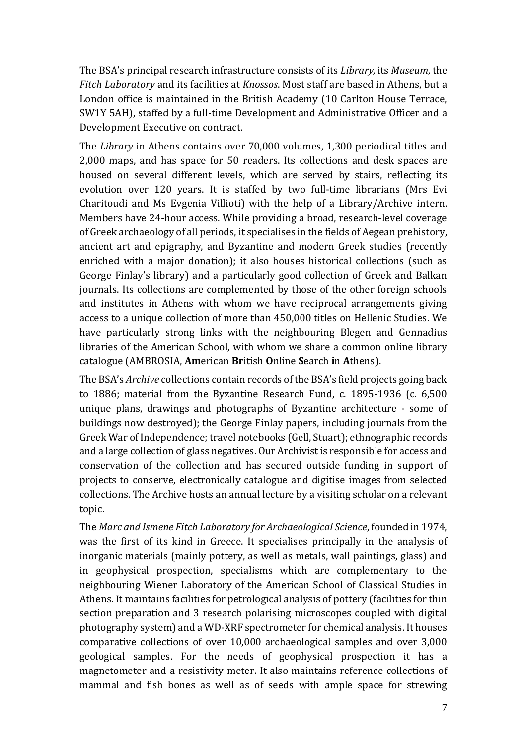The BSA's principal research infrastructure consists of its *Library,* its *Museum*, the *Fitch Laboratory* and its facilities at *Knossos*. Most staff are based in Athens, but a London office is maintained in the British Academy (10 Carlton House Terrace, SW1Y 5AH), staffed by a full-time Development and Administrative Officer and a Development Executive on contract.

The *Library* in Athens contains over 70,000 volumes, 1,300 periodical titles and 2,000 maps, and has space for 50 readers. Its collections and desk spaces are housed on several different levels, which are served by stairs, reflecting its evolution over 120 years. It is staffed by two full-time librarians (Mrs Evi Charitoudi and Ms Evgenia Villioti) with the help of a Library/Archive intern. Members have 24-hour access. While providing a broad, research-level coverage of Greek archaeology of all periods, it specialises in the fields of Aegean prehistory, ancient art and epigraphy, and Byzantine and modern Greek studies (recently enriched with a major donation); it also houses historical collections (such as George Finlay's library) and a particularly good collection of Greek and Balkan journals. Its collections are complemented by those of the other foreign schools and institutes in Athens with whom we have reciprocal arrangements giving access to a unique collection of more than 450,000 titles on Hellenic Studies. We have particularly strong links with the neighbouring Blegen and Gennadius libraries of the American School, with whom we share a common online library catalogue (AMBROSIA, **Am**erican **Br**itish **O**nline **S**earch **i**n **A**thens).

The BSA's *Archive* collections contain records of the BSA's field projects going back to 1886; material from the Byzantine Research Fund, c. 1895-1936 (c. 6,500 unique plans, drawings and photographs of Byzantine architecture - some of buildings now destroyed); the George Finlay papers, including journals from the Greek War of Independence; travel notebooks (Gell, Stuart); ethnographic records and a large collection of glass negatives. Our Archivist is responsible for access and conservation of the collection and has secured outside funding in support of projects to conserve, electronically catalogue and digitise images from selected collections. The Archive hosts an annual lecture by a visiting scholar on a relevant topic.

The *Marc and Ismene Fitch Laboratory for Archaeological Science*, founded in 1974, was the first of its kind in Greece. It specialises principally in the analysis of inorganic materials (mainly pottery, as well as metals, wall paintings, glass) and in geophysical prospection, specialisms which are complementary to the neighbouring Wiener Laboratory of the American School of Classical Studies in Athens. It maintains facilities for petrological analysis of pottery (facilities for thin section preparation and 3 research polarising microscopes coupled with digital photography system) and a WD-XRF spectrometer for chemical analysis. It houses comparative collections of over 10,000 archaeological samples and over 3,000 geological samples. For the needs of geophysical prospection it has a magnetometer and a resistivity meter. It also maintains reference collections of mammal and fish bones as well as of seeds with ample space for strewing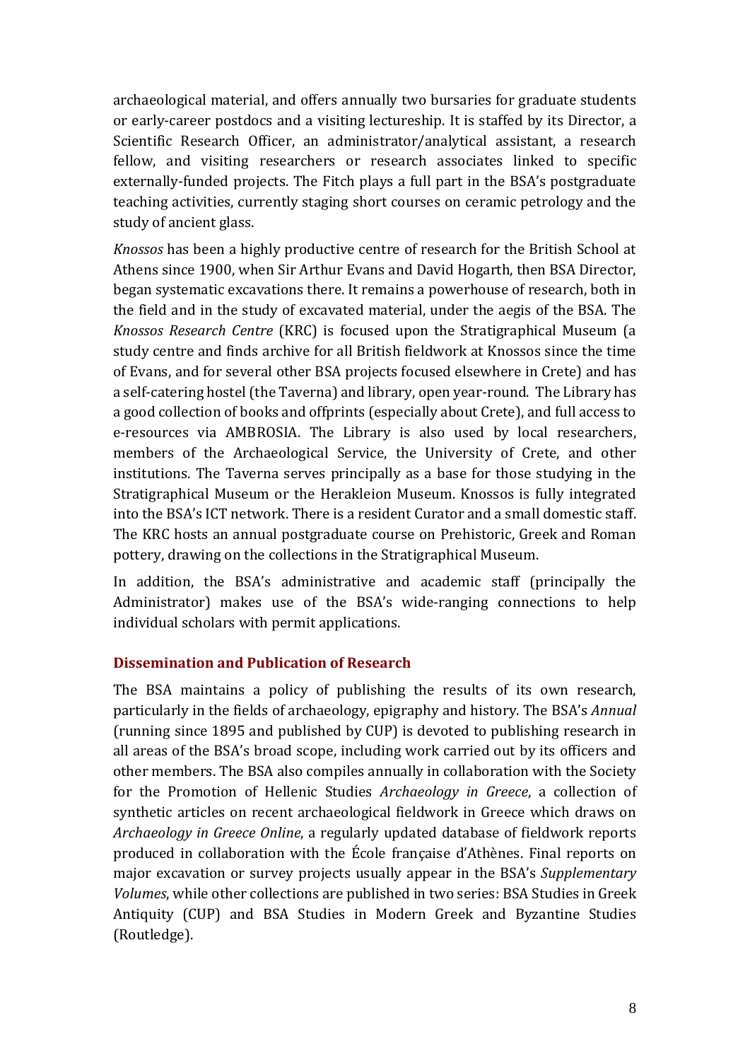archaeological material, and offers annually two bursaries for graduate students or early-career postdocs and a visiting lectureship. It is staffed by its Director, a Scientific Research Officer, an administrator/analytical assistant, a research fellow, and visiting researchers or research associates linked to specific externally-funded projects. The Fitch plays a full part in the BSA's postgraduate teaching activities, currently staging short courses on ceramic petrology and the study of ancient glass.

*Knossos* has been a highly productive centre of research for the British School at Athens since 1900, when Sir Arthur Evans and David Hogarth, then BSA Director, began systematic excavations there. It remains a powerhouse of research, both in the field and in the study of excavated material, under the aegis of the BSA. The *Knossos Research Centre* (KRC) is focused upon the Stratigraphical Museum (a study centre and finds archive for all British fieldwork at Knossos since the time of Evans, and for several other BSA projects focused elsewhere in Crete) and has a self-catering hostel (the Taverna) and library, open year-round. The Library has a good collection of books and offprints (especially about Crete), and full access to e-resources via AMBROSIA. The Library is also used by local researchers, members of the Archaeological Service, the University of Crete, and other institutions. The Taverna serves principally as a base for those studying in the Stratigraphical Museum or the Herakleion Museum. Knossos is fully integrated into the BSA's ICT network. There is a resident Curator and a small domestic staff. The KRC hosts an annual postgraduate course on Prehistoric, Greek and Roman pottery, drawing on the collections in the Stratigraphical Museum.

In addition, the BSA's administrative and academic staff (principally the Administrator) makes use of the BSA's wide-ranging connections to help individual scholars with permit applications.

## Dissemination and Publication of Research

The BSA maintains a policy of publishing the results of its own research, particularly in the fields of archaeology, epigraphy and history. The BSA's *Annual* (running since 1895 and published by CUP) is devoted to publishing research in all areas of the BSA's broad scope, including work carried out by its officers and other members. The BSA also compiles annually in collaboration with the Society for the Promotion of Hellenic Studies *Archaeology in Greece*, a collection of synthetic articles on recent archaeological fieldwork in Greece which draws on *Archaeology in Greece Online*, a regularly updated database of fieldwork reports produced in collaboration with the École française d'Athènes. Final reports on major excavation or survey projects usually appear in the BSA's *Supplementary Volumes*, while other collections are published in two series: BSA Studies in Greek Antiquity (CUP) and BSA Studies in Modern Greek and Byzantine Studies (Routledge).